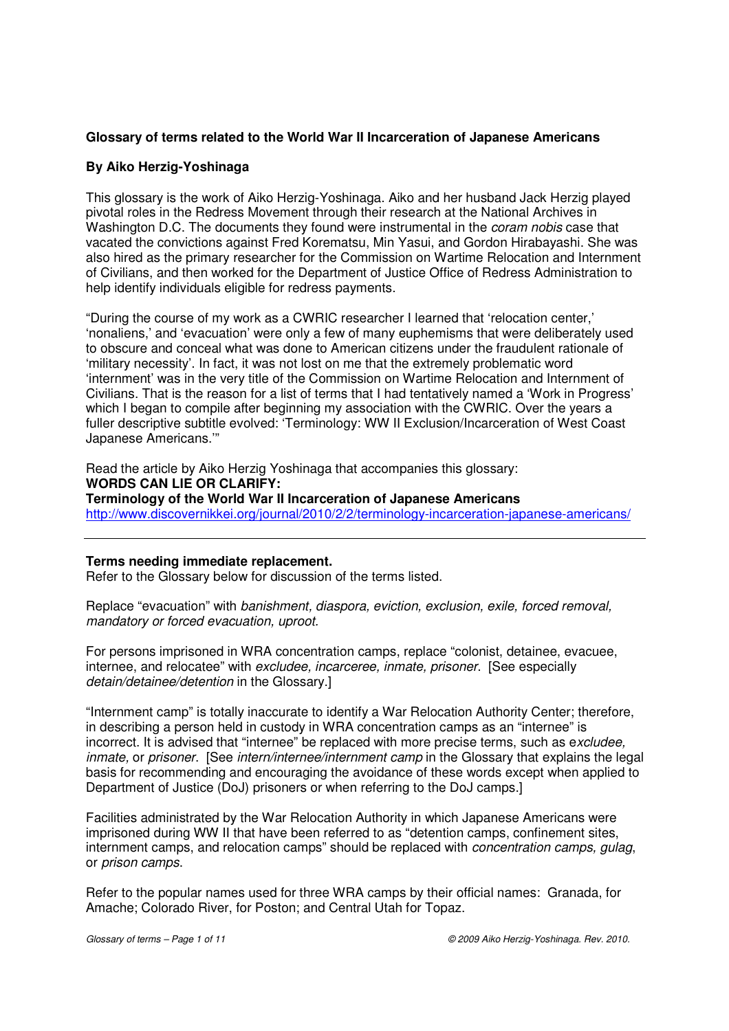# Glossary of terms related to the World War II Incarceration of Japanese Americans

**By Aiko Herzig-Yoshinaga**

This glossary is the work of Aiko Herzig-Yoshinaga. Aiko and her husband Jack Herzig played pivotal roles in the Redress Movement through their research at the National Archives in Washington D.C. The documents they found were instrumental in the *coram nobis* case that vacated the convictions against Fred Korematsu, Min Yasui, and Gordon Hirabayashi. She was also hired as the primary researcher for the Commission on Wartime Relocation and Internment of Civilians, and then worked for the Department of Justice Office of Redress Administration to help identify individuals eligible for redress payments.

"During the course of my work as a CWRIC researcher I learned that 'relocation center,' 'nonaliens,' and 'evacuation' were only a few of many euphemisms that were deliberately used to obscure and conceal what was done to American citizens under the fraudulent rationale of 'military necessity'. In fact, it was not lost on me that the extremely problematic word 'internment' was in the very title of the Commission on Wartime Relocation and Internment of Civilians. That is the reason for a list of terms that I had tentatively named a 'Work in Progress' which I began to compile after beginning my association with the CWRIC. Over the years a fuller descriptive subtitle evolved: 'Terminology: WW II Exclusion/Incarceration of West Coast Japanese Americans.'"

Read the article by Aiko Herzig Yoshinaga that accompanies this glossary:
**WORDS CAN LIE OR CLARIFY:**
**Terminology of the World War II Incarceration of Japanese Americans**
http://www.discovernikkei.org/journal/2010/2/2/terminology-incarceration-japanese-americans/

---

**Terms needing immediate replacement.**
Refer to the Glossary below for discussion of the terms listed.

Replace "evacuation" with *banishment, diaspora, eviction, exclusion, exile, forced removal, mandatory or forced evacuation, uproot.*

For persons imprisoned in WRA concentration camps, replace "colonist, detainee, evacuee, internee, and relocatee" with *excludee, incarceree, inmate, prisoner.* [See especially *detain/detainee/detention* in the Glossary.]

"Internment camp" is totally inaccurate to identify a War Relocation Authority Center; therefore, in describing a person held in custody in WRA concentration camps as an "internee" is incorrect. It is advised that "internee" be replaced with more precise terms, such as e*xcludee, inmate,* or *prisoner.* [See *intern/internee/internment camp* in the Glossary that explains the legal basis for recommending and encouraging the avoidance of these words except when applied to Department of Justice (DoJ) prisoners or when referring to the DoJ camps.]

Facilities administrated by the War Relocation Authority in which Japanese Americans were imprisoned during WW II that have been referred to as "detention camps, confinement sites, internment camps, and relocation camps" should be replaced with *concentration camps, gulag*, or *prison camps.*

Refer to the popular names used for three WRA camps by their official names: Granada, for Amache; Colorado River, for Poston; and Central Utah for Topaz.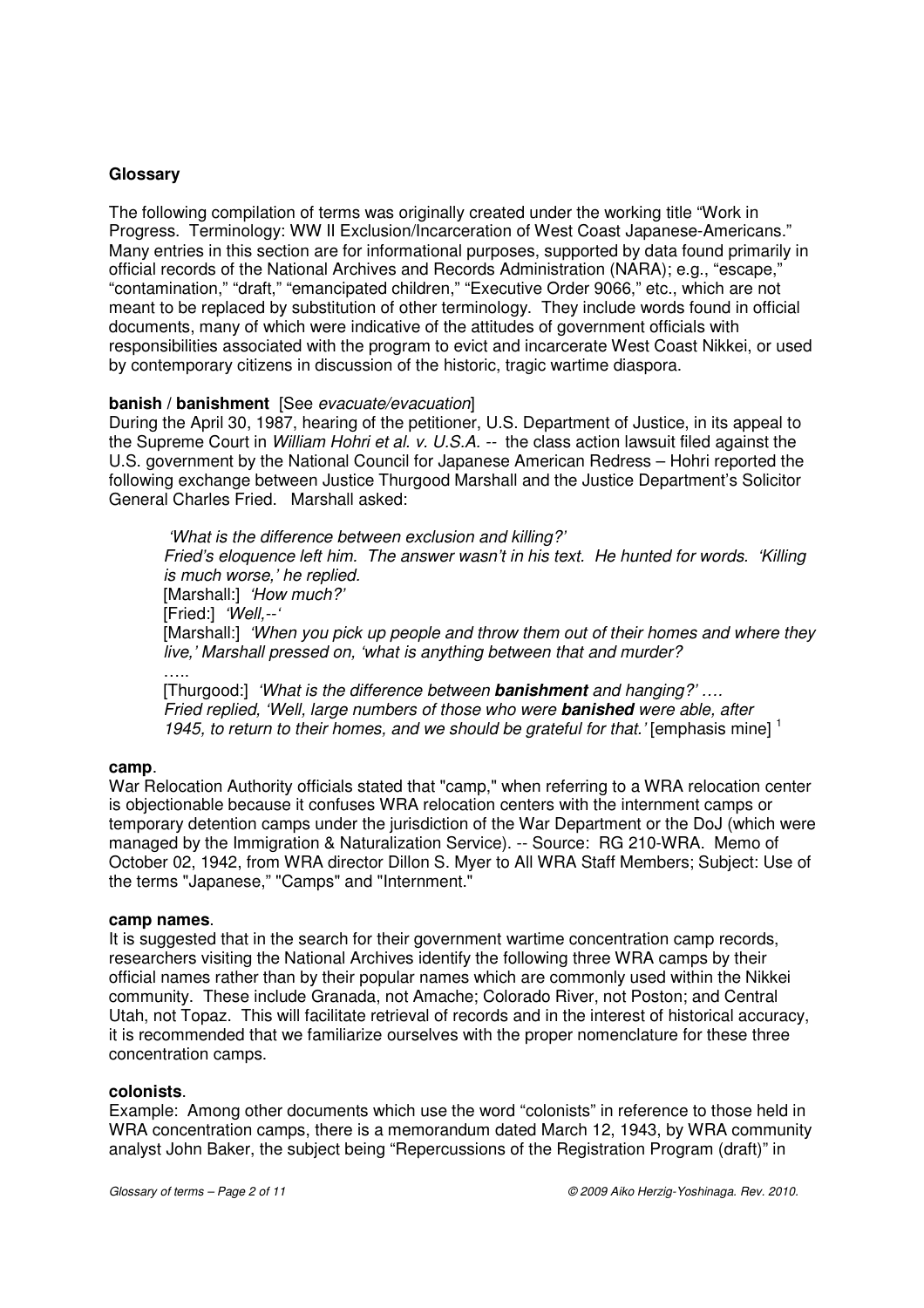## Glossary

The following compilation of terms was originally created under the working title "Work in Progress. Terminology: WW II Exclusion/Incarceration of West Coast Japanese-Americans." Many entries in this section are for informational purposes, supported by data found primarily in official records of the National Archives and Records Administration (NARA); e.g., "escape," "contamination," "draft," "emancipated children," "Executive Order 9066," etc., which are not meant to be replaced by substitution of other terminology. They include words found in official documents, many of which were indicative of the attitudes of government officials with responsibilities associated with the program to evict and incarcerate West Coast Nikkei, or used by contemporary citizens in discussion of the historic, tragic wartime diaspora.

**banish / banishment** [See *evacuate/evacuation*]

During the April 30, 1987, hearing of the petitioner, U.S. Department of Justice, in its appeal to the Supreme Court in *William Hohri et al. v. U.S.A.* -- the class action lawsuit filed against the U.S. government by the National Council for Japanese American Redress – Hohri reported the following exchange between Justice Thurgood Marshall and the Justice Department's Solicitor General Charles Fried. Marshall asked:

> *'What is the difference between exclusion and killing?'*
> *Fried's eloquence left him. The answer wasn't in his text. He hunted for words. 'Killing is much worse,' he replied.*
> [Marshall:] *'How much?'*
> [Fried:] *'Well,--'*
> [Marshall:] *'When you pick up people and throw them out of their homes and where they live,' Marshall pressed on, 'what is anything between that and murder?*
> …..
> [Thurgood:] *'What is the difference between **banishment** and hanging?' ….*
> *Fried replied, 'Well, large numbers of those who were **banished** were able, after 1945, to return to their homes, and we should be grateful for that.'* [emphasis mine] [1]

**camp**.

War Relocation Authority officials stated that "camp," when referring to a WRA relocation center is objectionable because it confuses WRA relocation centers with the internment camps or temporary detention camps under the jurisdiction of the War Department or the DoJ (which were managed by the Immigration & Naturalization Service). -- Source: RG 210-WRA. Memo of October 02, 1942, from WRA director Dillon S. Myer to All WRA Staff Members; Subject: Use of the terms "Japanese," "Camps" and "Internment."

**camp names**.

It is suggested that in the search for their government wartime concentration camp records, researchers visiting the National Archives identify the following three WRA camps by their official names rather than by their popular names which are commonly used within the Nikkei community. These include Granada, not Amache; Colorado River, not Poston; and Central Utah, not Topaz. This will facilitate retrieval of records and in the interest of historical accuracy, it is recommended that we familiarize ourselves with the proper nomenclature for these three concentration camps.

**colonists**.

Example: Among other documents which use the word "colonists" in reference to those held in WRA concentration camps, there is a memorandum dated March 12, 1943, by WRA community analyst John Baker, the subject being "Repercussions of the Registration Program (draft)" in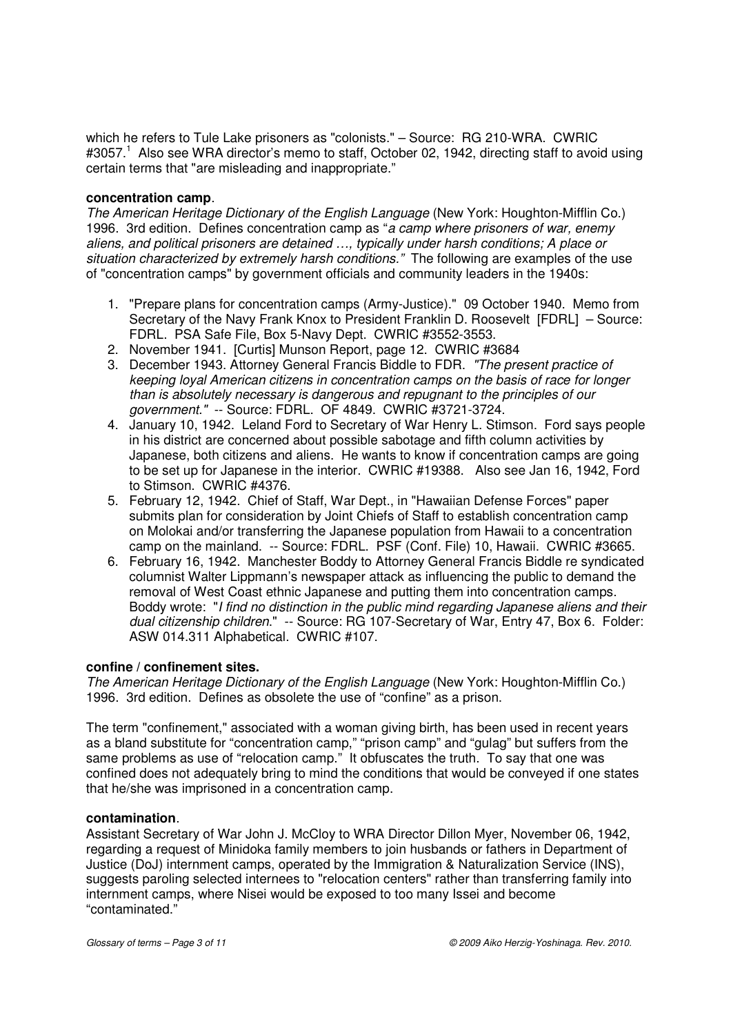which he refers to Tule Lake prisoners as "colonists." – Source: RG 210-WRA. CWRIC #3057.[1] Also see WRA director's memo to staff, October 02, 1942, directing staff to avoid using certain terms that "are misleading and inappropriate."

**concentration camp**.

*The American Heritage Dictionary of the English Language* (New York: Houghton-Mifflin Co.) 1996. 3rd edition. Defines concentration camp as "*a camp where prisoners of war, enemy aliens, and political prisoners are detained …, typically under harsh conditions; A place or situation characterized by extremely harsh conditions."* The following are examples of the use of "concentration camps" by government officials and community leaders in the 1940s:

1. "Prepare plans for concentration camps (Army-Justice)." 09 October 1940. Memo from Secretary of the Navy Frank Knox to President Franklin D. Roosevelt [FDRL] – Source: FDRL. PSA Safe File, Box 5-Navy Dept. CWRIC #3552-3553.
2. November 1941. [Curtis] Munson Report, page 12. CWRIC #3684
3. December 1943. Attorney General Francis Biddle to FDR. *"The present practice of keeping loyal American citizens in concentration camps on the basis of race for longer than is absolutely necessary is dangerous and repugnant to the principles of our government."* -- Source: FDRL. OF 4849. CWRIC #3721-3724.
4. January 10, 1942. Leland Ford to Secretary of War Henry L. Stimson. Ford says people in his district are concerned about possible sabotage and fifth column activities by Japanese, both citizens and aliens. He wants to know if concentration camps are going to be set up for Japanese in the interior. CWRIC #19388. Also see Jan 16, 1942, Ford to Stimson. CWRIC #4376.
5. February 12, 1942. Chief of Staff, War Dept., in "Hawaiian Defense Forces" paper submits plan for consideration by Joint Chiefs of Staff to establish concentration camp on Molokai and/or transferring the Japanese population from Hawaii to a concentration camp on the mainland. -- Source: FDRL. PSF (Conf. File) 10, Hawaii. CWRIC #3665.
6. February 16, 1942. Manchester Boddy to Attorney General Francis Biddle re syndicated columnist Walter Lippmann's newspaper attack as influencing the public to demand the removal of West Coast ethnic Japanese and putting them into concentration camps. Boddy wrote: "*I find no distinction in the public mind regarding Japanese aliens and their dual citizenship children*." -- Source: RG 107-Secretary of War, Entry 47, Box 6. Folder: ASW 014.311 Alphabetical. CWRIC #107.

**confine / confinement sites.**

*The American Heritage Dictionary of the English Language* (New York: Houghton-Mifflin Co.) 1996. 3rd edition. Defines as obsolete the use of "confine" as a prison.

The term "confinement," associated with a woman giving birth, has been used in recent years as a bland substitute for "concentration camp," "prison camp" and "gulag" but suffers from the same problems as use of "relocation camp." It obfuscates the truth. To say that one was confined does not adequately bring to mind the conditions that would be conveyed if one states that he/she was imprisoned in a concentration camp.

**contamination**.

Assistant Secretary of War John J. McCloy to WRA Director Dillon Myer, November 06, 1942, regarding a request of Minidoka family members to join husbands or fathers in Department of Justice (DoJ) internment camps, operated by the Immigration & Naturalization Service (INS), suggests paroling selected internees to "relocation centers" rather than transferring family into internment camps, where Nisei would be exposed to too many Issei and become "contaminated."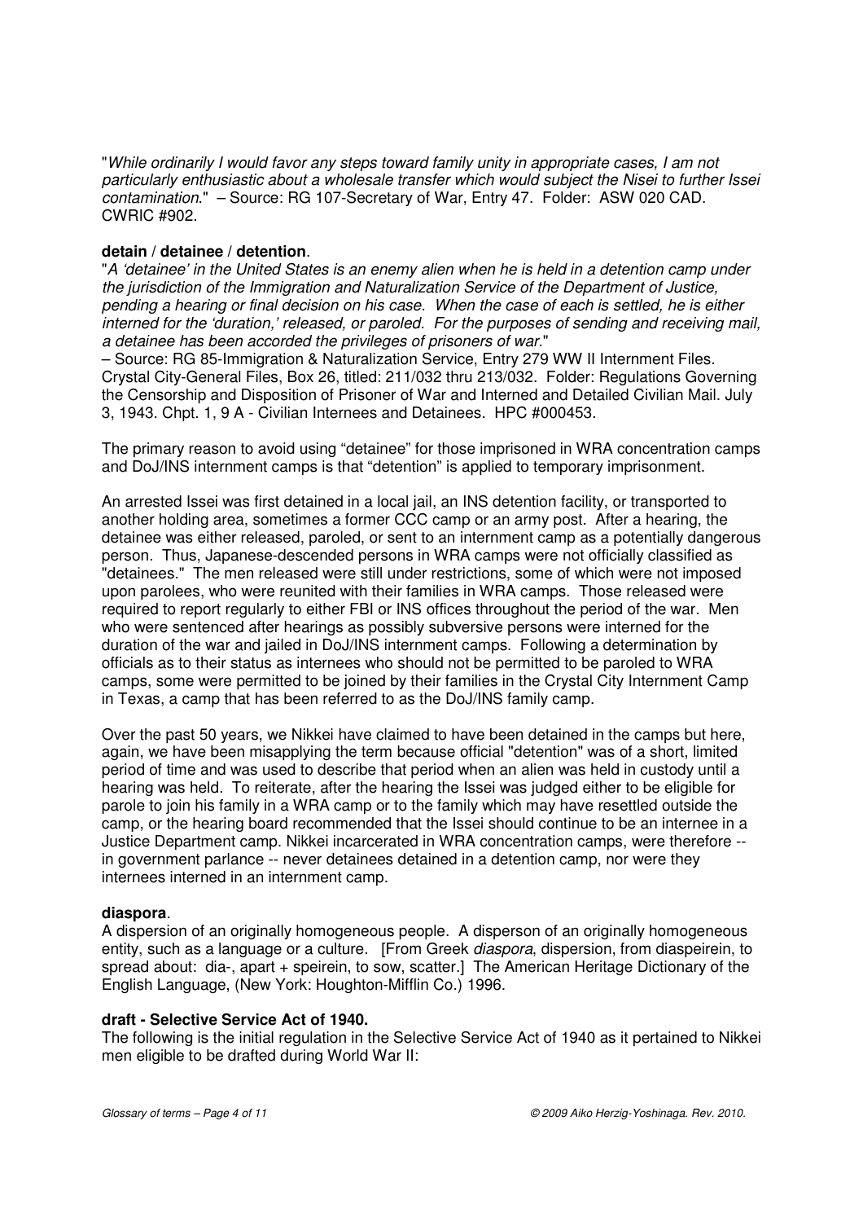"*While ordinarily I would favor any steps toward family unity in appropriate cases, I am not particularly enthusiastic about a wholesale transfer which would subject the Nisei to further Issei contamination.*" – Source: RG 107-Secretary of War, Entry 47. Folder: ASW 020 CAD. CWRIC #902.

**detain / detainee / detention**.

"*A 'detainee' in the United States is an enemy alien when he is held in a detention camp under the jurisdiction of the Immigration and Naturalization Service of the Department of Justice, pending a hearing or final decision on his case. When the case of each is settled, he is either interned for the 'duration,' released, or paroled. For the purposes of sending and receiving mail, a detainee has been accorded the privileges of prisoners of war.*"
– Source: RG 85-Immigration & Naturalization Service, Entry 279 WW II Internment Files. Crystal City-General Files, Box 26, titled: 211/032 thru 213/032. Folder: Regulations Governing the Censorship and Disposition of Prisoner of War and Interned and Detailed Civilian Mail. July 3, 1943. Chpt. 1, 9 A - Civilian Internees and Detainees. HPC #000453.

The primary reason to avoid using "detainee" for those imprisoned in WRA concentration camps and DoJ/INS internment camps is that "detention" is applied to temporary imprisonment.

An arrested Issei was first detained in a local jail, an INS detention facility, or transported to another holding area, sometimes a former CCC camp or an army post. After a hearing, the detainee was either released, paroled, or sent to an internment camp as a potentially dangerous person. Thus, Japanese-descended persons in WRA camps were not officially classified as "detainees." The men released were still under restrictions, some of which were not imposed upon parolees, who were reunited with their families in WRA camps. Those released were required to report regularly to either FBI or INS offices throughout the period of the war. Men who were sentenced after hearings as possibly subversive persons were interned for the duration of the war and jailed in DoJ/INS internment camps. Following a determination by officials as to their status as internees who should not be permitted to be paroled to WRA camps, some were permitted to be joined by their families in the Crystal City Internment Camp in Texas, a camp that has been referred to as the DoJ/INS family camp.

Over the past 50 years, we Nikkei have claimed to have been detained in the camps but here, again, we have been misapplying the term because official "detention" was of a short, limited period of time and was used to describe that period when an alien was held in custody until a hearing was held. To reiterate, after the hearing the Issei was judged either to be eligible for parole to join his family in a WRA camp or to the family which may have resettled outside the camp, or the hearing board recommended that the Issei should continue to be an internee in a Justice Department camp. Nikkei incarcerated in WRA concentration camps, were therefore -- in government parlance -- never detainees detained in a detention camp, nor were they internees interned in an internment camp.

**diaspora**.

A dispersion of an originally homogeneous people. A disperson of an originally homogeneous entity, such as a language or a culture. [From Greek *diaspora*, dispersion, from diaspeirein, to spread about: dia-, apart + speirein, to sow, scatter.] The American Heritage Dictionary of the English Language, (New York: Houghton-Mifflin Co.) 1996.

**draft - Selective Service Act of 1940.**

The following is the initial regulation in the Selective Service Act of 1940 as it pertained to Nikkei men eligible to be drafted during World War II: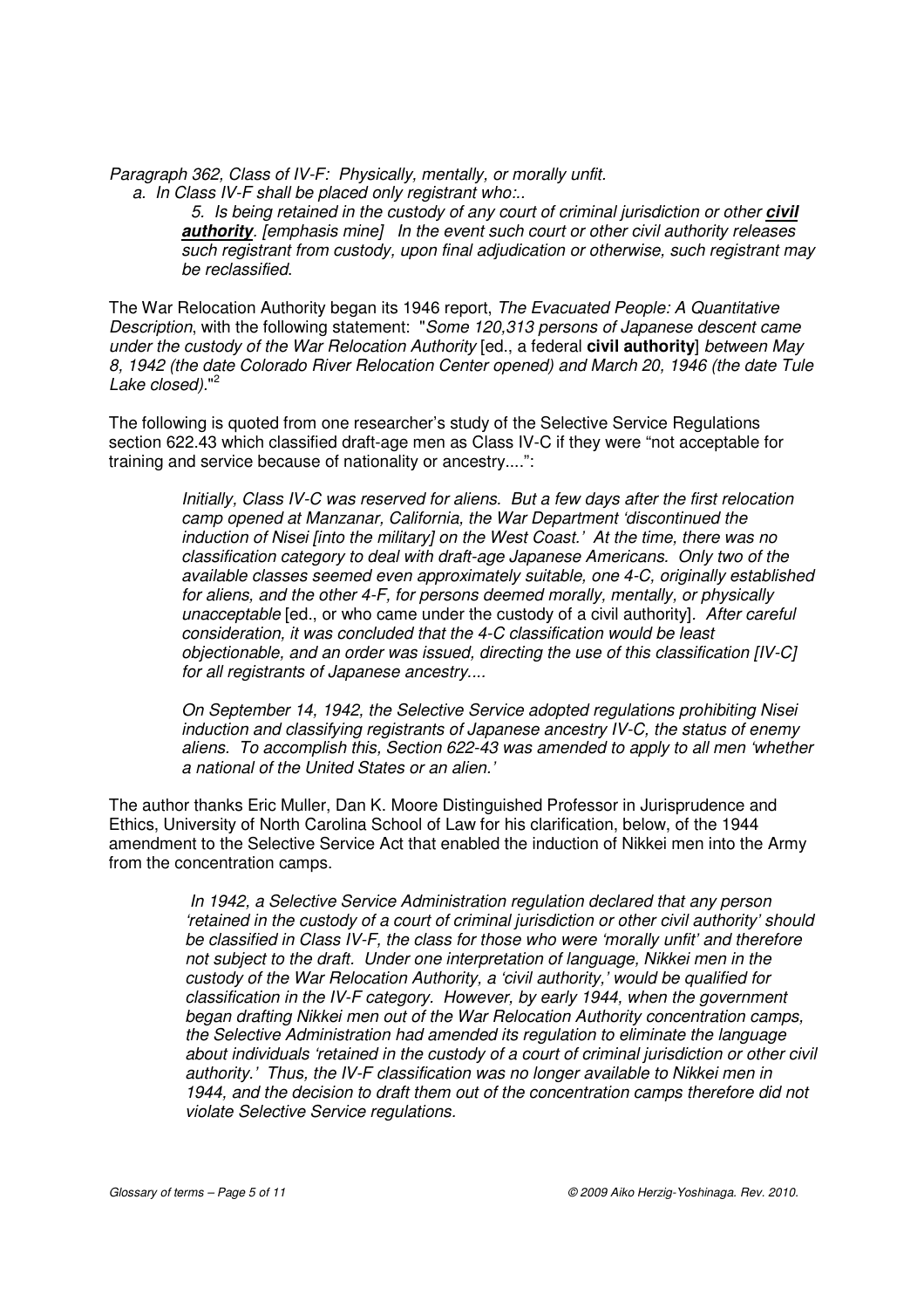*Paragraph 362, Class of IV-F: Physically, mentally, or morally unfit.*

*a. In Class IV-F shall be placed only registrant who:..*

> *5. Is being retained in the custody of any court of criminal jurisdiction or other **civil authority**. [emphasis mine] In the event such court or other civil authority releases such registrant from custody, upon final adjudication or otherwise, such registrant may be reclassified.*

The War Relocation Authority began its 1946 report, *The Evacuated People: A Quantitative Description*, with the following statement: "*Some 120,313 persons of Japanese descent came under the custody of the War Relocation Authority* [ed., a federal **civil authority**] *between May 8, 1942 (the date Colorado River Relocation Center opened) and March 20, 1946 (the date Tule Lake closed).*"[2]

The following is quoted from one researcher's study of the Selective Service Regulations section 622.43 which classified draft-age men as Class IV-C if they were "not acceptable for training and service because of nationality or ancestry....":

> *Initially, Class IV-C was reserved for aliens. But a few days after the first relocation camp opened at Manzanar, California, the War Department 'discontinued the induction of Nisei [into the military] on the West Coast.' At the time, there was no classification category to deal with draft-age Japanese Americans. Only two of the available classes seemed even approximately suitable, one 4-C, originally established for aliens, and the other 4-F, for persons deemed morally, mentally, or physically unacceptable* [ed., or who came under the custody of a civil authority]. *After careful consideration, it was concluded that the 4-C classification would be least objectionable, and an order was issued, directing the use of this classification [IV-C] for all registrants of Japanese ancestry....*
>
> *On September 14, 1942, the Selective Service adopted regulations prohibiting Nisei induction and classifying registrants of Japanese ancestry IV-C, the status of enemy aliens. To accomplish this, Section 622-43 was amended to apply to all men 'whether a national of the United States or an alien.'*

The author thanks Eric Muller, Dan K. Moore Distinguished Professor in Jurisprudence and Ethics, University of North Carolina School of Law for his clarification, below, of the 1944 amendment to the Selective Service Act that enabled the induction of Nikkei men into the Army from the concentration camps.

> *In 1942, a Selective Service Administration regulation declared that any person 'retained in the custody of a court of criminal jurisdiction or other civil authority' should be classified in Class IV-F, the class for those who were 'morally unfit' and therefore not subject to the draft. Under one interpretation of language, Nikkei men in the custody of the War Relocation Authority, a 'civil authority,' would be qualified for classification in the IV-F category. However, by early 1944, when the government began drafting Nikkei men out of the War Relocation Authority concentration camps, the Selective Administration had amended its regulation to eliminate the language about individuals 'retained in the custody of a court of criminal jurisdiction or other civil authority.' Thus, the IV-F classification was no longer available to Nikkei men in 1944, and the decision to draft them out of the concentration camps therefore did not violate Selective Service regulations.*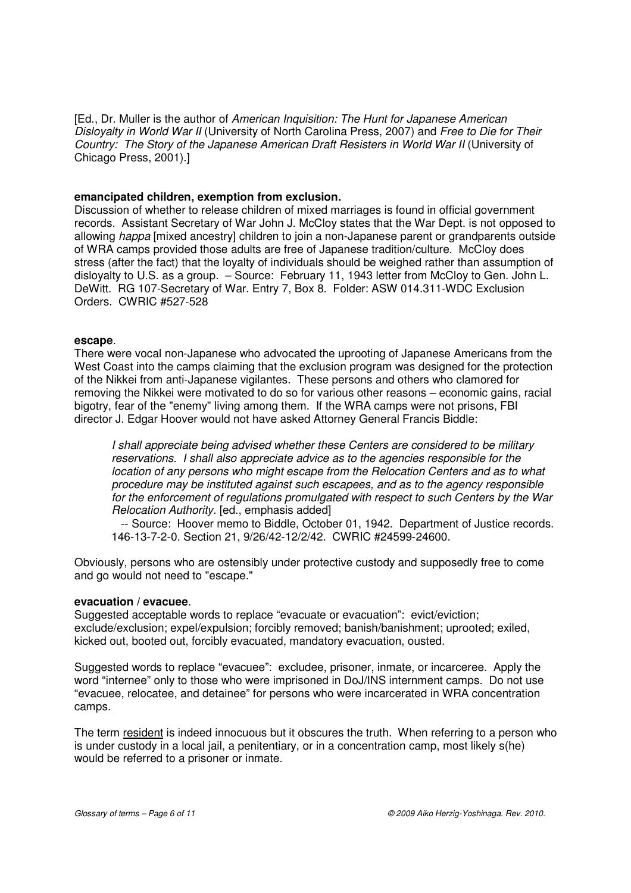[Ed., Dr. Muller is the author of *American Inquisition: The Hunt for Japanese American Disloyalty in World War II* (University of North Carolina Press, 2007) and *Free to Die for Their Country: The Story of the Japanese American Draft Resisters in World War II* (University of Chicago Press, 2001).]

**emancipated children, exemption from exclusion.**
Discussion of whether to release children of mixed marriages is found in official government records. Assistant Secretary of War John J. McCloy states that the War Dept. is not opposed to allowing *happa* [mixed ancestry] children to join a non-Japanese parent or grandparents outside of WRA camps provided those adults are free of Japanese tradition/culture. McCloy does stress (after the fact) that the loyalty of individuals should be weighed rather than assumption of disloyalty to U.S. as a group. – Source: February 11, 1943 letter from McCloy to Gen. John L. DeWitt. RG 107-Secretary of War. Entry 7, Box 8. Folder: ASW 014.311-WDC Exclusion Orders. CWRIC #527-528

**escape**.
There were vocal non-Japanese who advocated the uprooting of Japanese Americans from the West Coast into the camps claiming that the exclusion program was designed for the protection of the Nikkei from anti-Japanese vigilantes. These persons and others who clamored for removing the Nikkei were motivated to do so for various other reasons – economic gains, racial bigotry, fear of the "enemy" living among them. If the WRA camps were not prisons, FBI director J. Edgar Hoover would not have asked Attorney General Francis Biddle:

> *I shall appreciate being advised whether these Centers are considered to be military reservations. I shall also appreciate advice as to the agencies responsible for the location of any persons who might escape from the Relocation Centers and as to what procedure may be instituted against such escapees, and as to the agency responsible for the enforcement of regulations promulgated with respect to such Centers by the War Relocation Authority*. [ed., emphasis added]
>
> -- Source: Hoover memo to Biddle, October 01, 1942. Department of Justice records. 146-13-7-2-0. Section 21, 9/26/42-12/2/42. CWRIC #24599-24600.

Obviously, persons who are ostensibly under protective custody and supposedly free to come and go would not need to "escape."

**evacuation / evacuee**.
Suggested acceptable words to replace "evacuate or evacuation": evict/eviction; exclude/exclusion; expel/expulsion; forcibly removed; banish/banishment; uprooted; exiled, kicked out, booted out, forcibly evacuated, mandatory evacuation, ousted.

Suggested words to replace "evacuee": excludee, prisoner, inmate, or incarceree. Apply the word "internee" only to those who were imprisoned in DoJ/INS internment camps. Do not use "evacuee, relocatee, and detainee" for persons who were incarcerated in WRA concentration camps.

The term <u>resident</u> is indeed innocuous but it obscures the truth. When referring to a person who is under custody in a local jail, a penitentiary, or in a concentration camp, most likely s(he) would be referred to a prisoner or inmate.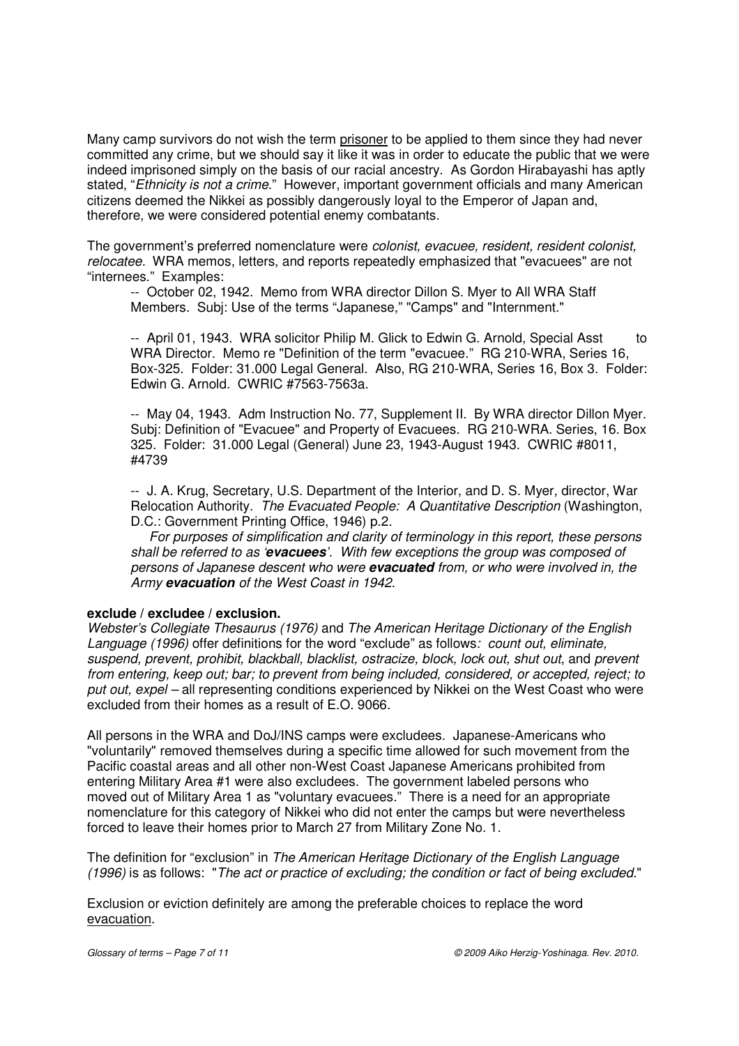Many camp survivors do not wish the term <u>prisoner</u> to be applied to them since they had never committed any crime, but we should say it like it was in order to educate the public that we were indeed imprisoned simply on the basis of our racial ancestry. As Gordon Hirabayashi has aptly stated, "*Ethnicity is not a crime*." However, important government officials and many American citizens deemed the Nikkei as possibly dangerously loyal to the Emperor of Japan and, therefore, we were considered potential enemy combatants.

The government's preferred nomenclature were *colonist, evacuee, resident, resident colonist, relocatee.* WRA memos, letters, and reports repeatedly emphasized that "evacuees" are not "internees." Examples:

-- October 02, 1942. Memo from WRA director Dillon S. Myer to All WRA Staff Members. Subj: Use of the terms "Japanese," "Camps" and "Internment."

-- April 01, 1943. WRA solicitor Philip M. Glick to Edwin G. Arnold, Special Asst to WRA Director. Memo re "Definition of the term "evacuee." RG 210-WRA, Series 16, Box-325. Folder: 31.000 Legal General. Also, RG 210-WRA, Series 16, Box 3. Folder: Edwin G. Arnold. CWRIC #7563-7563a.

-- May 04, 1943. Adm Instruction No. 77, Supplement II. By WRA director Dillon Myer. Subj: Definition of "Evacuee" and Property of Evacuees. RG 210-WRA. Series, 16. Box 325. Folder: 31.000 Legal (General) June 23, 1943-August 1943. CWRIC #8011, #4739

-- J. A. Krug, Secretary, U.S. Department of the Interior, and D. S. Myer, director, War Relocation Authority. *The Evacuated People: A Quantitative Description* (Washington, D.C.: Government Printing Office, 1946) p.2.

*For purposes of simplification and clarity of terminology in this report, these persons shall be referred to as '**evacuees**'. With few exceptions the group was composed of persons of Japanese descent who were **evacuated** from, or who were involved in, the Army **evacuation** of the West Coast in 1942.*

**exclude / excludee / exclusion.**

*Webster's Collegiate Thesaurus (1976)* and *The American Heritage Dictionary of the English Language (1996)* offer definitions for the word "exclude" as follows*: count out, eliminate, suspend, prevent, prohibit, blackball, blacklist, ostracize, block, lock out, shut out*, and *prevent from entering, keep out; bar; to prevent from being included, considered, or accepted, reject; to put out, expel* – all representing conditions experienced by Nikkei on the West Coast who were excluded from their homes as a result of E.O. 9066.

All persons in the WRA and DoJ/INS camps were excludees. Japanese-Americans who "voluntarily" removed themselves during a specific time allowed for such movement from the Pacific coastal areas and all other non-West Coast Japanese Americans prohibited from entering Military Area #1 were also excludees. The government labeled persons who moved out of Military Area 1 as "voluntary evacuees." There is a need for an appropriate nomenclature for this category of Nikkei who did not enter the camps but were nevertheless forced to leave their homes prior to March 27 from Military Zone No. 1.

The definition for "exclusion" in *The American Heritage Dictionary of the English Language (1996)* is as follows: "*The act or practice of excluding; the condition or fact of being excluded.*"

Exclusion or eviction definitely are among the preferable choices to replace the word <u>evacuation</u>.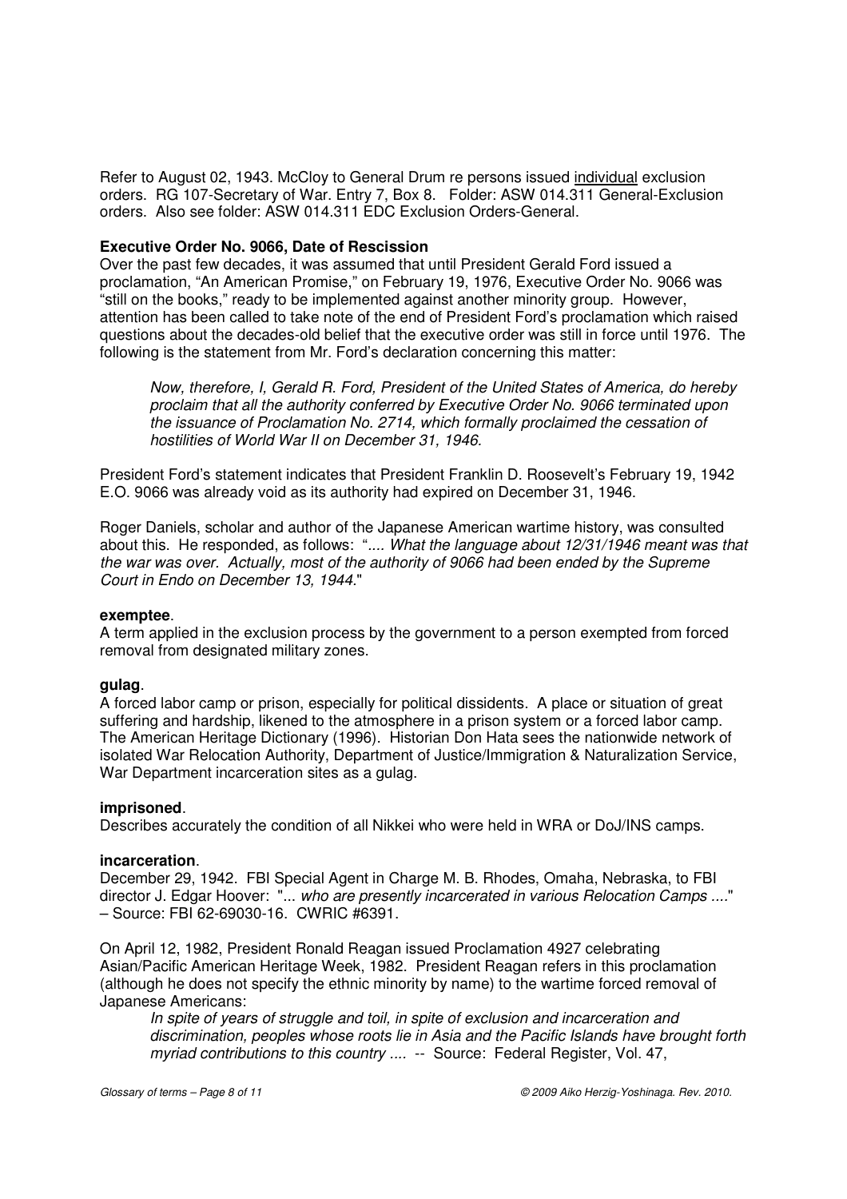Refer to August 02, 1943. McCloy to General Drum re persons issued <u>individual</u> exclusion orders. RG 107-Secretary of War. Entry 7, Box 8. Folder: ASW 014.311 General-Exclusion orders. Also see folder: ASW 014.311 EDC Exclusion Orders-General.

**Executive Order No. 9066, Date of Rescission**

Over the past few decades, it was assumed that until President Gerald Ford issued a proclamation, "An American Promise," on February 19, 1976, Executive Order No. 9066 was "still on the books," ready to be implemented against another minority group. However, attention has been called to take note of the end of President Ford's proclamation which raised questions about the decades-old belief that the executive order was still in force until 1976. The following is the statement from Mr. Ford's declaration concerning this matter:

> *Now, therefore, I, Gerald R. Ford, President of the United States of America, do hereby proclaim that all the authority conferred by Executive Order No. 9066 terminated upon the issuance of Proclamation No. 2714, which formally proclaimed the cessation of hostilities of World War II on December 31, 1946.*

President Ford's statement indicates that President Franklin D. Roosevelt's February 19, 1942 E.O. 9066 was already void as its authority had expired on December 31, 1946.

Roger Daniels, scholar and author of the Japanese American wartime history, was consulted about this. He responded, as follows: "*.... What the language about 12/31/1946 meant was that the war was over. Actually, most of the authority of 9066 had been ended by the Supreme Court in Endo on December 13, 1944.*"

**exemptee**.

A term applied in the exclusion process by the government to a person exempted from forced removal from designated military zones.

**gulag**.

A forced labor camp or prison, especially for political dissidents. A place or situation of great suffering and hardship, likened to the atmosphere in a prison system or a forced labor camp. The American Heritage Dictionary (1996). Historian Don Hata sees the nationwide network of isolated War Relocation Authority, Department of Justice/Immigration & Naturalization Service, War Department incarceration sites as a gulag.

**imprisoned**.

Describes accurately the condition of all Nikkei who were held in WRA or DoJ/INS camps.

**incarceration**.

December 29, 1942. FBI Special Agent in Charge M. B. Rhodes, Omaha, Nebraska, to FBI director J. Edgar Hoover: "*... who are presently incarcerated in various Relocation Camps ....*" – Source: FBI 62-69030-16. CWRIC #6391.

On April 12, 1982, President Ronald Reagan issued Proclamation 4927 celebrating Asian/Pacific American Heritage Week, 1982. President Reagan refers in this proclamation (although he does not specify the ethnic minority by name) to the wartime forced removal of Japanese Americans:

> *In spite of years of struggle and toil, in spite of exclusion and incarceration and discrimination, peoples whose roots lie in Asia and the Pacific Islands have brought forth myriad contributions to this country ....* -- Source: Federal Register, Vol. 47,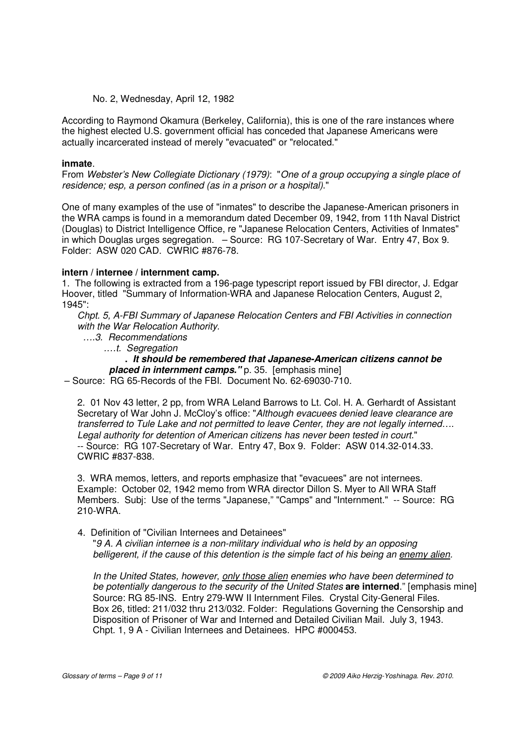No. 2, Wednesday, April 12, 1982

According to Raymond Okamura (Berkeley, California), this is one of the rare instances where the highest elected U.S. government official has conceded that Japanese Americans were actually incarcerated instead of merely "evacuated" or "relocated."

**inmate**.

From *Webster's New Collegiate Dictionary (1979)*: "*One of a group occupying a single place of residence; esp, a person confined (as in a prison or a hospital).*"

One of many examples of the use of "inmates" to describe the Japanese-American prisoners in the WRA camps is found in a memorandum dated December 09, 1942, from 11th Naval District (Douglas) to District Intelligence Office, re "Japanese Relocation Centers, Activities of Inmates" in which Douglas urges segregation. – Source: RG 107-Secretary of War. Entry 47, Box 9. Folder: ASW 020 CAD. CWRIC #876-78.

**intern / internee / internment camp.**

1. The following is extracted from a 196-page typescript report issued by FBI director, J. Edgar Hoover, titled "Summary of Information-WRA and Japanese Relocation Centers, August 2, 1945":

> *Chpt. 5, A-FBI Summary of Japanese Relocation Centers and FBI Activities in connection with the War Relocation Authority.*
>
> *….3. Recommendations*
>
> *….t. Segregation*
>
> ***. It should be remembered that Japanese-American citizens cannot be placed in internment camps."*** p. 35. [emphasis mine]

– Source: RG 65-Records of the FBI. Document No. 62-69030-710.

2. 01 Nov 43 letter, 2 pp, from WRA Leland Barrows to Lt. Col. H. A. Gerhardt of Assistant Secretary of War John J. McCloy's office: "*Although evacuees denied leave clearance are transferred to Tule Lake and not permitted to leave Center, they are not legally interned…. Legal authority for detention of American citizens has never been tested in court*." -- Source: RG 107-Secretary of War. Entry 47, Box 9. Folder: ASW 014.32-014.33. CWRIC #837-838.

3. WRA memos, letters, and reports emphasize that "evacuees" are not internees. Example: October 02, 1942 memo from WRA director Dillon S. Myer to All WRA Staff Members. Subj: Use of the terms "Japanese," "Camps" and "Internment." -- Source: RG 210-WRA.

4. Definition of "Civilian Internees and Detainees"

"*9 A. A civilian internee is a non-military individual who is held by an opposing belligerent, if the cause of this detention is the simple fact of his being an enemy alien.*

*In the United States, however, only those alien enemies who have been determined to be potentially dangerous to the security of the United States* **are interned**." [emphasis mine] Source: RG 85-INS. Entry 279-WW II Internment Files. Crystal City-General Files. Box 26, titled: 211/032 thru 213/032. Folder: Regulations Governing the Censorship and Disposition of Prisoner of War and Interned and Detailed Civilian Mail. July 3, 1943. Chpt. 1, 9 A - Civilian Internees and Detainees. HPC #000453.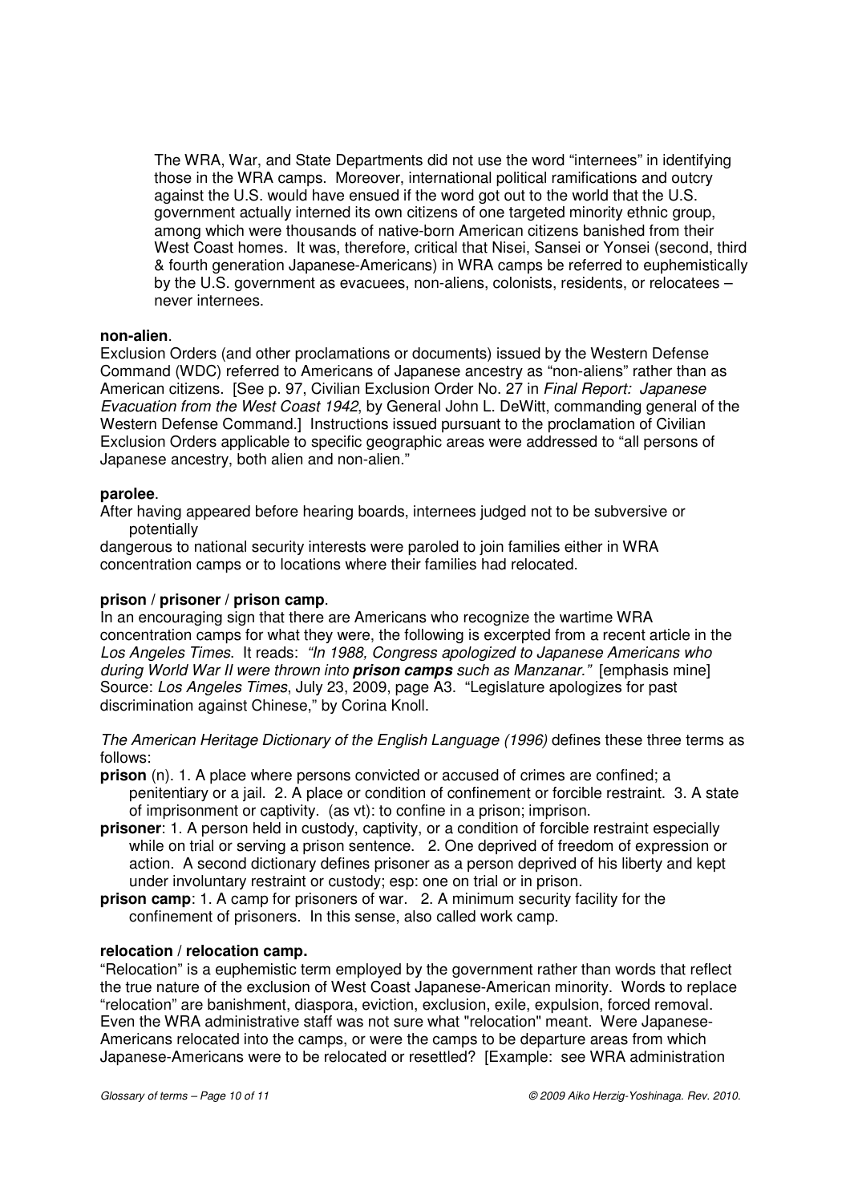The WRA, War, and State Departments did not use the word "internees" in identifying those in the WRA camps. Moreover, international political ramifications and outcry against the U.S. would have ensued if the word got out to the world that the U.S. government actually interned its own citizens of one targeted minority ethnic group, among which were thousands of native-born American citizens banished from their West Coast homes. It was, therefore, critical that Nisei, Sansei or Yonsei (second, third & fourth generation Japanese-Americans) in WRA camps be referred to euphemistically by the U.S. government as evacuees, non-aliens, colonists, residents, or relocatees – never internees.

**non-alien**.

Exclusion Orders (and other proclamations or documents) issued by the Western Defense Command (WDC) referred to Americans of Japanese ancestry as "non-aliens" rather than as American citizens. [See p. 97, Civilian Exclusion Order No. 27 in *Final Report: Japanese Evacuation from the West Coast 1942*, by General John L. DeWitt, commanding general of the Western Defense Command.] Instructions issued pursuant to the proclamation of Civilian Exclusion Orders applicable to specific geographic areas were addressed to "all persons of Japanese ancestry, both alien and non-alien."

**parolee**.

After having appeared before hearing boards, internees judged not to be subversive or potentially dangerous to national security interests were paroled to join families either in WRA concentration camps or to locations where their families had relocated.

**prison / prisoner / prison camp**.

In an encouraging sign that there are Americans who recognize the wartime WRA concentration camps for what they were, the following is excerpted from a recent article in the *Los Angeles Times*. It reads: *"In 1988, Congress apologized to Japanese Americans who during World War II were thrown into **prison camps** such as Manzanar."* [emphasis mine] Source: *Los Angeles Times*, July 23, 2009, page A3. "Legislature apologizes for past discrimination against Chinese," by Corina Knoll.

*The American Heritage Dictionary of the English Language (1996)* defines these three terms as follows:

**prison** (n). 1. A place where persons convicted or accused of crimes are confined; a penitentiary or a jail. 2. A place or condition of confinement or forcible restraint. 3. A state of imprisonment or captivity. (as vt): to confine in a prison; imprison.

**prisoner**: 1. A person held in custody, captivity, or a condition of forcible restraint especially while on trial or serving a prison sentence. 2. One deprived of freedom of expression or action. A second dictionary defines prisoner as a person deprived of his liberty and kept under involuntary restraint or custody; esp: one on trial or in prison.

**prison camp**: 1. A camp for prisoners of war. 2. A minimum security facility for the confinement of prisoners. In this sense, also called work camp.

**relocation / relocation camp.**

"Relocation" is a euphemistic term employed by the government rather than words that reflect the true nature of the exclusion of West Coast Japanese-American minority. Words to replace "relocation" are banishment, diaspora, eviction, exclusion, exile, expulsion, forced removal. Even the WRA administrative staff was not sure what "relocation" meant. Were Japanese-Americans relocated into the camps, or were the camps to be departure areas from which Japanese-Americans were to be relocated or resettled? [Example: see WRA administration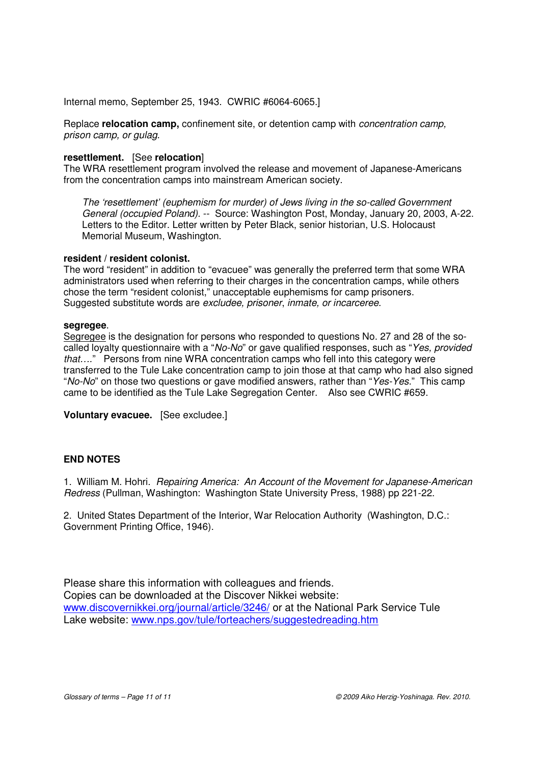Internal memo, September 25, 1943. CWRIC #6064-6065.]

Replace **relocation camp,** confinement site, or detention camp with *concentration camp, prison camp, or gulag.*

**resettlement.** [See **relocation**]
The WRA resettlement program involved the release and movement of Japanese-Americans from the concentration camps into mainstream American society.

> *The 'resettlement' (euphemism for murder) of Jews living in the so-called Government General (occupied Poland).* -- Source: Washington Post, Monday, January 20, 2003, A-22. Letters to the Editor. Letter written by Peter Black, senior historian, U.S. Holocaust Memorial Museum, Washington.

**resident / resident colonist.**
The word "resident" in addition to "evacuee" was generally the preferred term that some WRA administrators used when referring to their charges in the concentration camps, while others chose the term "resident colonist," unacceptable euphemisms for camp prisoners. Suggested substitute words are *excludee, prisoner*, *inmate, or incarceree*.

**segregee**.
Segregee is the designation for persons who responded to questions No. 27 and 28 of the so-called loyalty questionnaire with a "*No-No*" or gave qualified responses, such as "*Yes, provided that….*" Persons from nine WRA concentration camps who fell into this category were transferred to the Tule Lake concentration camp to join those at that camp who had also signed "*No-No*" on those two questions or gave modified answers, rather than "*Yes-Yes*." This camp came to be identified as the Tule Lake Segregation Center. Also see CWRIC #659.

**Voluntary evacuee.** [See excludee.]

## END NOTES

1. William M. Hohri. *Repairing America: An Account of the Movement for Japanese-American Redress* (Pullman, Washington: Washington State University Press, 1988) pp 221-22.

2. United States Department of the Interior, War Relocation Authority (Washington, D.C.: Government Printing Office, 1946).

Please share this information with colleagues and friends.
Copies can be downloaded at the Discover Nikkei website: www.discovernikkei.org/journal/article/3246/ or at the National Park Service Tule Lake website: www.nps.gov/tule/forteachers/suggestedreading.htm

© 2009 Aiko Herzig-Yoshinaga. Rev. 2010.